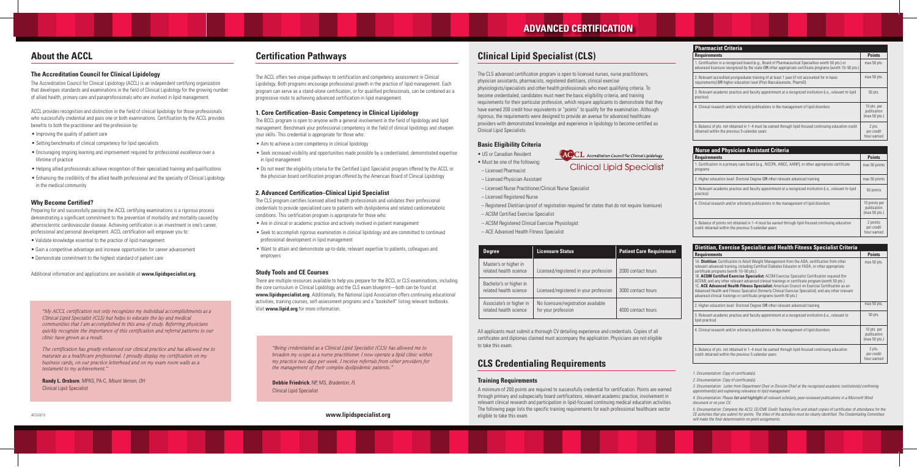# ADVANCED CERTIFICATION

## About the ACCL

### The Accreditation Council for Clinical Lipidology

The Accreditation Council for Clinical Lipidology (ACCL) is an independent certifying organization that develops standards and examinations in the field of Clinical Lipidology for the growing number of allied health, primary care and paraprofessionals who are involved in lipid management.

ACCL provides recognition and distinction in the field of clinical lipidology for those professionals who successfully credential and pass one or both examinations. Certification by the ACCL provides benefits to both the practitioner and the profession by:

- Improving the quality of patient care
- Setting benchmarks of clinical competency for lipid specialists
- Encouraging ongoing learning and improvement required for professional excellence over a lifetime of practice
- Helping allied professionals achieve recognition of their specialized training and qualifications
- Enhancing the credibility of the allied health professional and the specialty of Clinical Lipidology in the medical community

### Why Become Certified?

Preparing for and successfully passing the ACCL certifying examinations is a rigorous process demonstrating a significant commitment to the prevention of morbidity and mortality caused by atherosclerotic cardiovascular disease. Achieving certification is an investment in one's career, professional and personal development. ACCL certification will empower you to:

- Validate knowledge essential to the practice of lipid management
- Gain a competitive advantage and increase opportunities for career advancement
- Demonstrate commitment to the highest standard of patient care

Additional information and applications are available at **www.lipidspecialist.org**.

*"My ACCL certification not only recognizes my individual accomplishments as a Clinical Lipid Specialist (CLS) but helps to educate the lay and medical communities that I am accomplished in this area of study. Referring physicians quickly recognize the importance of this certification and referral patterns to our clinic have grown as a result.*

*The certification has greatly enhanced our clinical practice and has allowed me to maturate as a healthcare professional. I proudly display my certification on my business cards, on our practice letterhead and on my exam room walls as a testament to my achievement."*

**Randy L. Orsborn**, MPAS, PA-C, *Mount Vernon, OH*
Clinical Lipid Specialist

## Certification Pathways

The ACCL offers two unique pathways to certification and competency assessment in Clinical Lipidology. Both programs encourage professional growth in the practice of lipid management. Each program can serve as a stand-alone certification, or for qualified professionals, can be combined as a progressive route to achieving advanced certification in lipid management.

### 1. Core Certification–Basic Competency in Clinical Lipidology

The BCCL program is open to anyone with a general involvement in the field of lipidology and lipid management. Benchmark your professional competency in the field of clinical lipidology and sharpen your skills. This credential is appropriate for those who:

- Aim to achieve a core competency in clinical lipidology
- Seek increased visibility and opportunities made possible by a credentialed, demonstrated expertise in lipid management
- Do not meet the eligibility criteria for the Certified Lipid Specialist program offered by the ACCL or the physician board certification program offered by the American Board of Clinical Lipidology

### 2. Advanced Certification–Clinical Lipid Specialist

The CLS program certifies licensed allied health professionals and validates their professional credentials to provide specialized care to patients with dyslipidemia and related cardiometabolic conditions. This certification program is appropriate for those who:

- Are in clinical or academic practice and actively involved in patient management
- Seek to accomplish rigorous examination in clinical lipidology and are committed to continued professional development in lipid management
- Want to attain and demonstrate up-to-date, relevant expertise to patients, colleagues and employers

### Study Tools and CE Courses

There are multiple resources available to help you prepare for the BCCL or CLS examinations, including the core curriculum in Clinical Lipidology and the CLS exam blueprint—both can be found at **www.lipidspecialist.org**. Additionally, the National Lipid Association offers continuing educational activities, training courses, self-assessment programs and a "bookshelf" listing relevant textbooks. Visit **www.lipid.org** for more information.

*"Being credentialed as a Clinical Lipid Specialist (CLS) has allowed me to broaden my scope as a nurse practitioner. I now operate a lipid clinic within my practice two days per week. I receive referrals from other providers for the management of their complex dyslipidemic patients."*

**Debbie Friedrich**, NP, MS, *Bradenton, FL*
Clinical Lipid Specialist

## Clinical Lipid Specialist (CLS)

The CLS advanced certification program is open to licensed nurses, nurse practitioners, physician assistants, pharmacists, registered dietitians, clinical exercise physiologists/specialists and other health professionals who meet qualifying criteria. To become credentialed, candidates must meet the basic eligibility criteria, and training requirements for their particular profession, which require applicants to demonstrate that they have earned 200 credit hour equivalents or "points" to qualify for the examination. Although rigorous, the requirements were designed to provide an avenue for advanced healthcare providers with demonstrated knowledge and experience in lipidology to become certified as Clinical Lipid Specialists.

### Basic Eligibility Criteria

- US or Canadian Resident
- Must be one of the following:
  - Licensed Pharmacist
  - Licensed Physician Assistant
  - Licensed Nurse Practitioner/Clinical Nurse Specialist
  - Licensed Registered Nurse
  - Registered Dietitian (proof of registration required for states that do not require licensure)
  - ACSM Certified Exercise Specialist
  - ACSM Registered Clinical Exercise Physiologist
  - ACE Advanced Health Fitness Specialist

ACCL Accreditation Council for Clinical Lipidology
Clinical Lipid Specialist

| Degree | Licensure Status | Patient Care Requirement |
|---|---|---|
| Master's or higher in related health science | Licensed/registered in your profession | 2000 contact hours |
| Bachelor's or higher in related health science | Licensed/registered in your profession | 3000 contact hours |
| Associate's or higher in related health science | No licensure/registration available for your profession | 4000 contact hours |

All applicants must submit a thorough CV detailing experience and credentials. Copies of all certificates and diplomas claimed must accompany the application. Physicians are not eligible to take this exam.

## CLS Credentialing Requirements

### Training Requirements

A minimum of 200 points are required to successfully credential for certification. Points are earned through primary and subspecialty board certifications, relevant academic practice, involvement in relevant clinical research and participation in lipid-focused continuing medical education activities. The following page lists the specific training requirements for each professional healthcare sector eligible to take this exam.

| Pharmacist Criteria | |
|---|---|
| **Requirements** | **Points** |
| 1. Certification in a recognized board (e.g., Board of Pharmaceutical Specialties worth 50 pts.) or advanced licensure recognized by the state OR other appropriate certificate programs (worth 10–50 pts.) | max 50 pts. |
| 2. Relevant accredited postgraduate training of at least 1 year (if not accounted for in basic requirements) OR higher education level (Post-Baccalaureate, PharmD) | max 50 pts. |
| 3. Relevant academic practice and faculty appointment at a recognized institution (i.e., relevant to lipid practice) | 50 pts. |
| 4. Clinical research and/or scholarly publications in the management of lipid disorders | 10 pts. per publication (max 50 pts.) |
| 5. Balance of pts. not obtained in 1–4 must be earned through lipid-focused continuing education credit obtained within the previous 5 calendar years | 2 pts. per credit hour earned |

| Nurse and Physician Assistant Criteria | |
|---|---|
| **Requirements** | **Points** |
| 1. Certification in a primary care board (e.g., NCCPA, ANCC, AANP), or other appropriate certificate programs | max 50 points |
| 2. Higher education level: Doctoral Degree OR other relevant advanced training | max 50 points |
| 3. Relevant academic practice and faculty appointment at a recognized institution (i.e., relevant to lipid practice) | 50 points |
| 4. Clinical research and/or scholarly publications in the management of lipid disorders | 10 points per publication (max 50 pts.) |
| 5. Balance of points not obtained in 1–4 must be earned through lipid-focused continuing education credit obtained within the previous 5 calendar years | 2 points per credit hour earned |

| Dietitian, Exercise Specialist and Health Fitness Specialist Criteria | |
|---|---|
| **Requirements** | **Points** |
| 1A. **Dietitian:** Certification in Adult Weight Management from the ADA, certification from other relevant advanced training, including Certified Diabetes Educator or FADA, or other appropriate certificate programs (worth 10–50 pts.)<br>1B. **ACSM Certified Exercise Specialist:** ACSM Exercise Specialist Certification required (for ACSM); and any other relevant advanced clinical trainings or certificate program (worth 50 pts.)<br>1C. **ACE Advanced Health Fitness Specialist:** American Council on Exercise Certification as an Advanced Health and Fitness Specialist (formerly Clinical Exercise Specialist); and any other relevant advanced clinical trainings or certificate programs (worth 50 pts.) | max 50 pts. |
| 2. Higher education level: Doctoral Degree OR other relevant advanced training | max 50 pts. |
| 3. Relevant academic practice and faculty appointment at a recognized institution (i.e., relevant to lipid practice) | 50 pts. |
| 4. Clinical research and/or scholarly publications in the management of lipid disorders | 10 pts. per publication (max 50 pts.) |
| 5. Balance of pts. not obtained in 1–4 must be earned through lipid-focused continuing education credit obtained within the previous 5 calendar years | 2 pts. per credit hour earned |

*1. Documentation: Copy of certificate(s).*

*2. Documentation: Copy of certificate(s).*

*3. Documentation: Letter from Department Chair or Division Chief at the recognized academic institution(s) confirming appointment(s) and explaining relevance to lipid management.*

*4. Documentation: Please **list and highlight** all relevant scholarly, peer-reviewed publications in a Microsoft Word document or on your CV.*

*5. Documentation: Complete the ACCL CE/CME Credit Tracking Form and attach copies of certificates of attendance for the CE activities that you submit for points. The titles of the activities must be clearly identified. The Credentialing Committee will make the final determination on point assignments.*

ACCL0213

**www.lipidspecialist.org**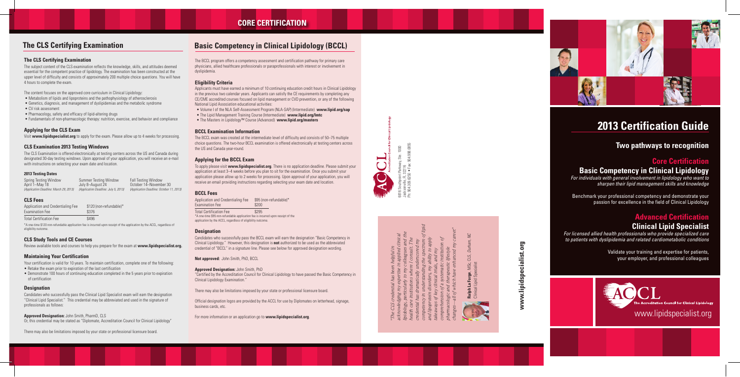# CORE CERTIFICATION

## The CLS Certifying Examination

### The CLS Certifying Examination

The subject content of the CLS examination reflects the knowledge, skills, and attitudes deemed essential for the competent practice of lipidology. The examination has been constructed at the upper level of difficulty and consists of approximately 200 multiple choice questions. You will have 4 hours to complete the exam.

The content focuses on the approved core curriculum in Clinical Lipidology:

- Metabolism of lipids and lipoproteins and the pathophysiology of atherosclerosis
- Genetics, diagnosis, and management of dyslipidemias and the metabolic syndrome
- CV risk assessment
- Pharmacology, safety and efficacy of lipid-altering drugs
- Fundamentals of non-pharmacologic therapy: nutrition, exercise, and behavior and compliance

### Applying for the CLS Exam

Visit **www.lipidspecialist.org** to apply for the exam. Please allow up to 4 weeks for processing.

### CLS Examination 2013 Testing Windows

The CLS Examination is offered electronically at testing centers across the US and Canada during designated 30-day testing windows. Upon approval of your application, you will receive an e-mail with instructions on selecting your exam date and location.

#### 2013 Testing Dates

| Spring Testing Window | Summer Testing Window | Fall Testing Window |
|---|---|---|
| April 1–May 18 | July 8–August 24 | October 14–November 30 |
| *(Application Deadline: March 29, 2013)* | *(Application Deadline: July 5, 2013)* | *(Application Deadline: October 11, 2013)* |

### CLS Fees

| | |
|---|---|
| Application and Credentialing Fee | $120 (non-refundable)* |
| Examination Fee | $376 |
| Total Certification Fee | $496 |

*A one-time $120 non-refundable application fee is incurred upon receipt of the application by the ACCL, regardless of eligibility outcome.

### CLS Study Tools and CE Courses

Review available tools and courses to help you prepare for the exam at **www.lipidspecialist.org.**

### Maintaining Your Certification

Your certification is valid for 10 years. To maintain certification, complete one of the following:

- Retake the exam prior to expiration of the last certification
- Demonstrate 100 hours of continuing education completed in the 5 years prior to expiration of certification

### Designation

Candidates who successfully pass the Clinical Lipid Specialist exam will earn the designation "Clinical Lipid Specialist." This credential may be abbreviated and used in the signature of professionals as follows:

**Approved Designation:** John Smith, PharmD, CLS
Or, this credential may be stated as "Diplomate, Accreditation Council for Clinical Lipidology"

There may also be limitations imposed by your state or professional licensure board.

## Basic Competency in Clinical Lipidology (BCCL)

The BCCL program offers a competency assessment and certification pathway for primary care physicians, allied healthcare professionals or paraprofessionals with interest or involvement in dyslipidemia.

### Eligibility Criteria

Applicants must have earned a minimum of 10 continuing education credit hours in Clinical Lipidology in the previous two calendar years. Applicants can satisfy the CE requirements by completing any CE/CME accredited courses focused on lipid management or CVD prevention, or any of the following National Lipid Association educational activities:

- Volume I of the NLA Self-Assessment Program (NLA-SAP) (Intermediate) **www.lipid.org/sap**
- The Lipid Management Training Course (Intermediate) **www.lipid.org/lmtc**
- The Masters in Lipidology™ Course (Advanced) **www.lipid.org/masters**

### BCCL Examination Information

The BCCL exam was created at the intermediate level of difficulty and consists of 50–75 multiple choice questions. The two-hour BCCL examination is offered electronically at testing centers across the US and Canada year-round.

### Applying for the BCCL Exam

To apply please visit **www.lipidspecialist.org**. There is no application deadline. Please submit your application at least 3–4 weeks before you plan to sit for the examination. Once you submit your application please allow up to 2 weeks for processing. Upon approval of your application, you will receive an email providing instructions regarding selecting your exam date and location.

### BCCL Fees

| | |
|---|---|
| Application and Credentialing Fee | $95 (non-refundable)* |
| Examination Fee | $200 |
| Total Certification Fee | $295 |

*A one-time $95 non-refundable application fee is incurred upon receipt of the application by the ACCL, regardless of eligibility outcome.

### Designation

Candidates who successfully pass the BCCL exam will earn the designation "Basic Competency in Clinical Lipidology." However, this designation is **not** authorized to be used as the abbreviated credential of "BCCL" in a signature line. Please see below for approved designation wording.

**Not approved:** John Smith, PhD, BCCL

**Approved Designation:** John Smith, PhD
"Certified by the Accreditation Council for Clinical Lipidology to have passed the Basic Competency in Clinical Lipidology Examination."

There may also be limitations imposed by your state or professional licensure board.

Official designation logos are provided by the ACCL for use by Diplomates on letterhead, signage, business cards, etc.

For more information or an application go to **www.lipidspecialist.org**.

ACCL Accreditation Council for Clinical Lipidology
6816 Southpoint Parkway, Ste. 1000
Jacksonville, FL 32216
Ph: 904.309.6250 • Fax: 904.998.0855

*"The CLS credential has been helpful in acknowledging my expertise in applied clinical lipidology, particularly to my colleagues and the health care institutions where I consult. The credential has dramatically underscored my competency in understanding the spectrum of lipid and lipoprotein disorders, my ability to apply takeaways of key clinical trials, and my comprehension of a systematic institution of pharmacologic and therapeutic lifestyle changes—all of which have enhanced my career."*

**Ralph La Forge**, MSc, CLS, Durham, NC
Clinical Lipid Specialist

**www.lipidspecialist.org**

# 2013 Certification Guide

## Two pathways to recognition

### Core Certification
## Basic Competency in Clinical Lipidology

*For individuals with general involvement in lipidology who want to sharpen their lipid management skills and knowledge*

Benchmark your professional competency and demonstrate your passion for excellence in the field of Clinical Lipidology

### Advanced Certification
## Clinical Lipid Specialist

*For licensed allied health professionals who provide specialized care to patients with dyslipidemia and related cardiometabolic conditions*

Validate your training and expertise for patients, your employer, and professional colleagues

ACCL The Accreditation Council for Clinical Lipidology
www.lipidspecialist.org